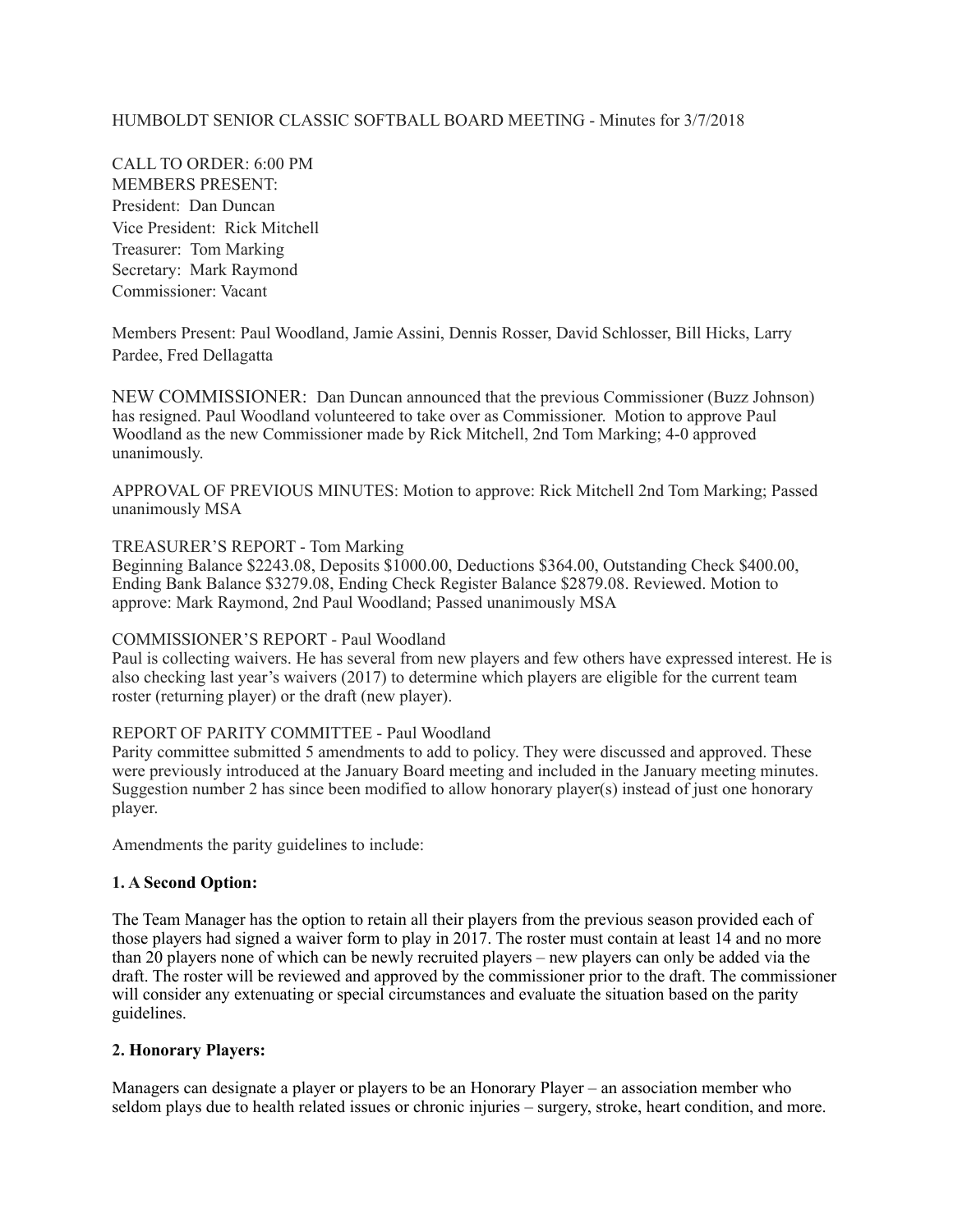HUMBOLDT SENIOR CLASSIC SOFTBALL BOARD MEETING - Minutes for 3/7/2018

CALL TO ORDER: 6:00 PM
MEMBERS PRESENT:
President: Dan Duncan
Vice President: Rick Mitchell
Treasurer: Tom Marking
Secretary: Mark Raymond
Commissioner: Vacant

Members Present: Paul Woodland, Jamie Assini, Dennis Rosser, David Schlosser, Bill Hicks, Larry Pardee, Fred Dellagatta

NEW COMMISSIONER: Dan Duncan announced that the previous Commissioner (Buzz Johnson) has resigned. Paul Woodland volunteered to take over as Commissioner. Motion to approve Paul Woodland as the new Commissioner made by Rick Mitchell, 2nd Tom Marking; 4-0 approved unanimously.

APPROVAL OF PREVIOUS MINUTES: Motion to approve: Rick Mitchell 2nd Tom Marking; Passed unanimously MSA

TREASURER'S REPORT - Tom Marking
Beginning Balance $2243.08, Deposits $1000.00, Deductions $364.00, Outstanding Check $400.00, Ending Bank Balance $3279.08, Ending Check Register Balance $2879.08. Reviewed. Motion to approve: Mark Raymond, 2nd Paul Woodland; Passed unanimously MSA

COMMISSIONER'S REPORT - Paul Woodland
Paul is collecting waivers. He has several from new players and few others have expressed interest. He is also checking last year's waivers (2017) to determine which players are eligible for the current team roster (returning player) or the draft (new player).

REPORT OF PARITY COMMITTEE - Paul Woodland
Parity committee submitted 5 amendments to add to policy. They were discussed and approved. These were previously introduced at the January Board meeting and included in the January meeting minutes. Suggestion number 2 has since been modified to allow honorary player(s) instead of just one honorary player.

Amendments the parity guidelines to include:

**1. A Second Option:**

The Team Manager has the option to retain all their players from the previous season provided each of those players had signed a waiver form to play in 2017. The roster must contain at least 14 and no more than 20 players none of which can be newly recruited players – new players can only be added via the draft. The roster will be reviewed and approved by the commissioner prior to the draft. The commissioner will consider any extenuating or special circumstances and evaluate the situation based on the parity guidelines.

**2. Honorary Players:**

Managers can designate a player or players to be an Honorary Player – an association member who seldom plays due to health related issues or chronic injuries – surgery, stroke, heart condition, and more.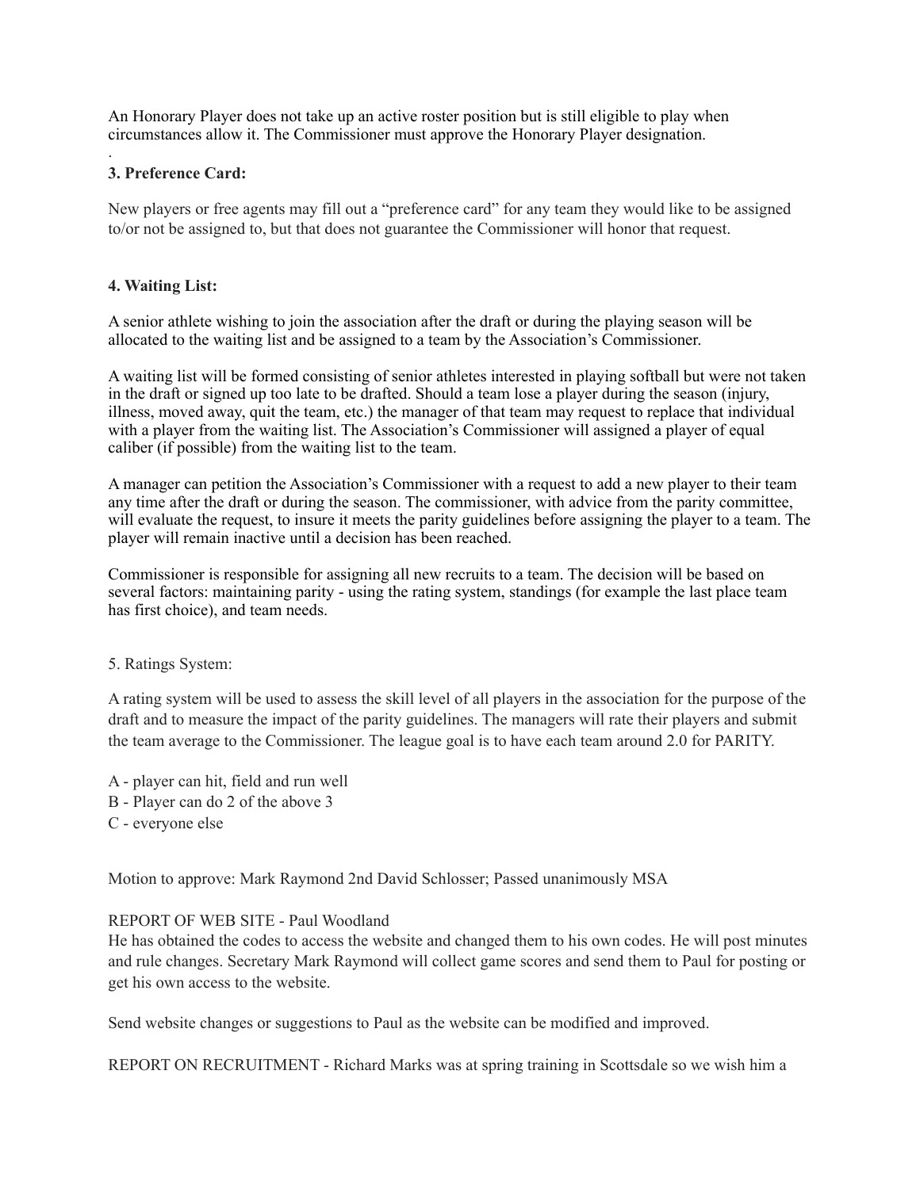An Honorary Player does not take up an active roster position but is still eligible to play when circumstances allow it. The Commissioner must approve the Honorary Player designation.

.

**3. Preference Card:**

New players or free agents may fill out a "preference card" for any team they would like to be assigned to/or not be assigned to, but that does not guarantee the Commissioner will honor that request.

**4. Waiting List:**

A senior athlete wishing to join the association after the draft or during the playing season will be allocated to the waiting list and be assigned to a team by the Association's Commissioner.

A waiting list will be formed consisting of senior athletes interested in playing softball but were not taken in the draft or signed up too late to be drafted. Should a team lose a player during the season (injury, illness, moved away, quit the team, etc.) the manager of that team may request to replace that individual with a player from the waiting list. The Association's Commissioner will assigned a player of equal caliber (if possible) from the waiting list to the team.

A manager can petition the Association's Commissioner with a request to add a new player to their team any time after the draft or during the season. The commissioner, with advice from the parity committee, will evaluate the request, to insure it meets the parity guidelines before assigning the player to a team. The player will remain inactive until a decision has been reached.

Commissioner is responsible for assigning all new recruits to a team. The decision will be based on several factors: maintaining parity - using the rating system, standings (for example the last place team has first choice), and team needs.

5. Ratings System:

A rating system will be used to assess the skill level of all players in the association for the purpose of the draft and to measure the impact of the parity guidelines. The managers will rate their players and submit the team average to the Commissioner. The league goal is to have each team around 2.0 for PARITY.

A - player can hit, field and run well
B - Player can do 2 of the above 3
C - everyone else

Motion to approve: Mark Raymond 2nd David Schlosser; Passed unanimously MSA

REPORT OF WEB SITE - Paul Woodland
He has obtained the codes to access the website and changed them to his own codes. He will post minutes and rule changes. Secretary Mark Raymond will collect game scores and send them to Paul for posting or get his own access to the website.

Send website changes or suggestions to Paul as the website can be modified and improved.

REPORT ON RECRUITMENT - Richard Marks was at spring training in Scottsdale so we wish him a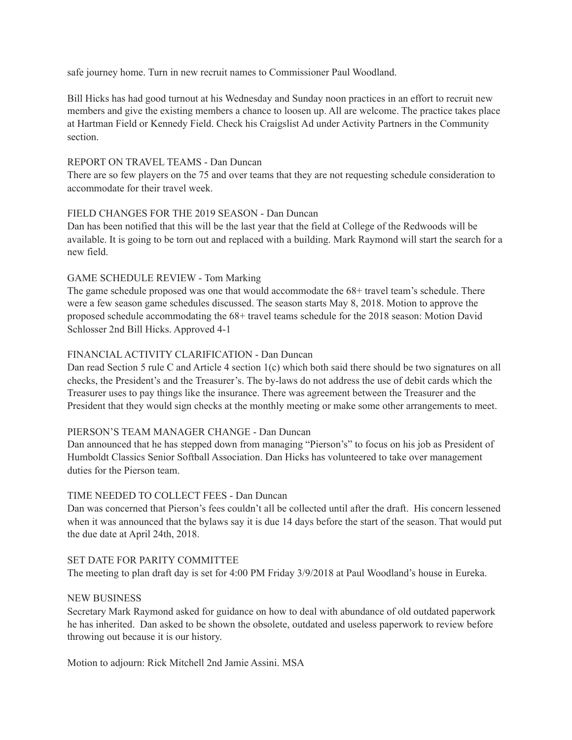safe journey home. Turn in new recruit names to Commissioner Paul Woodland.

Bill Hicks has had good turnout at his Wednesday and Sunday noon practices in an effort to recruit new members and give the existing members a chance to loosen up. All are welcome. The practice takes place at Hartman Field or Kennedy Field. Check his Craigslist Ad under Activity Partners in the Community section.

REPORT ON TRAVEL TEAMS - Dan Duncan
There are so few players on the 75 and over teams that they are not requesting schedule consideration to accommodate for their travel week.

FIELD CHANGES FOR THE 2019 SEASON - Dan Duncan
Dan has been notified that this will be the last year that the field at College of the Redwoods will be available. It is going to be torn out and replaced with a building. Mark Raymond will start the search for a new field.

GAME SCHEDULE REVIEW - Tom Marking
The game schedule proposed was one that would accommodate the 68+ travel team's schedule. There were a few season game schedules discussed. The season starts May 8, 2018. Motion to approve the proposed schedule accommodating the 68+ travel teams schedule for the 2018 season: Motion David Schlosser 2nd Bill Hicks. Approved 4-1

FINANCIAL ACTIVITY CLARIFICATION - Dan Duncan
Dan read Section 5 rule C and Article 4 section 1(c) which both said there should be two signatures on all checks, the President's and the Treasurer's. The by-laws do not address the use of debit cards which the Treasurer uses to pay things like the insurance. There was agreement between the Treasurer and the President that they would sign checks at the monthly meeting or make some other arrangements to meet.

PIERSON'S TEAM MANAGER CHANGE - Dan Duncan
Dan announced that he has stepped down from managing "Pierson's" to focus on his job as President of Humboldt Classics Senior Softball Association. Dan Hicks has volunteered to take over management duties for the Pierson team.

TIME NEEDED TO COLLECT FEES - Dan Duncan
Dan was concerned that Pierson's fees couldn't all be collected until after the draft. His concern lessened when it was announced that the bylaws say it is due 14 days before the start of the season. That would put the due date at April 24th, 2018.

SET DATE FOR PARITY COMMITTEE
The meeting to plan draft day is set for 4:00 PM Friday 3/9/2018 at Paul Woodland's house in Eureka.

NEW BUSINESS
Secretary Mark Raymond asked for guidance on how to deal with abundance of old outdated paperwork he has inherited. Dan asked to be shown the obsolete, outdated and useless paperwork to review before throwing out because it is our history.

Motion to adjourn: Rick Mitchell 2nd Jamie Assini. MSA